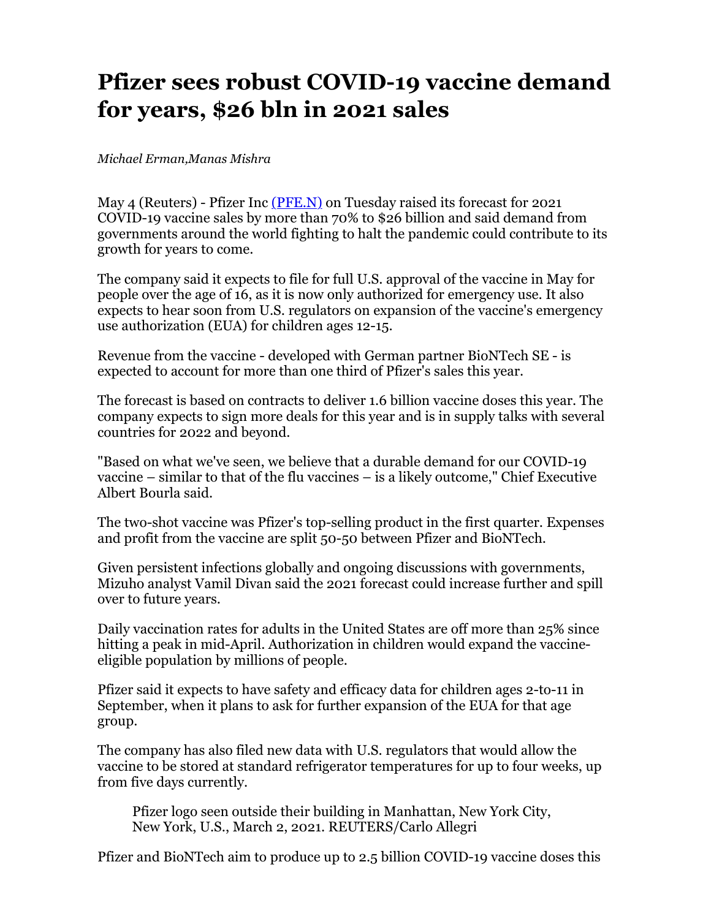# Pfizer sees robust COVID-19 vaccine demand for years, $26 bln in 2021 sales

*Michael Erman,Manas Mishra*

May 4 (Reuters) - Pfizer Inc [(PFE.N)](https://www.reuters.com/companies/PFE.N) on Tuesday raised its forecast for 2021 COVID-19 vaccine sales by more than 70% to $26 billion and said demand from governments around the world fighting to halt the pandemic could contribute to its growth for years to come.

The company said it expects to file for full U.S. approval of the vaccine in May for people over the age of 16, as it is now only authorized for emergency use. It also expects to hear soon from U.S. regulators on expansion of the vaccine's emergency use authorization (EUA) for children ages 12-15.

Revenue from the vaccine - developed with German partner BioNTech SE - is expected to account for more than one third of Pfizer's sales this year.

The forecast is based on contracts to deliver 1.6 billion vaccine doses this year. The company expects to sign more deals for this year and is in supply talks with several countries for 2022 and beyond.

"Based on what we've seen, we believe that a durable demand for our COVID-19 vaccine – similar to that of the flu vaccines – is a likely outcome," Chief Executive Albert Bourla said.

The two-shot vaccine was Pfizer's top-selling product in the first quarter. Expenses and profit from the vaccine are split 50-50 between Pfizer and BioNTech.

Given persistent infections globally and ongoing discussions with governments, Mizuho analyst Vamil Divan said the 2021 forecast could increase further and spill over to future years.

Daily vaccination rates for adults in the United States are off more than 25% since hitting a peak in mid-April. Authorization in children would expand the vaccine-eligible population by millions of people.

Pfizer said it expects to have safety and efficacy data for children ages 2-to-11 in September, when it plans to ask for further expansion of the EUA for that age group.

The company has also filed new data with U.S. regulators that would allow the vaccine to be stored at standard refrigerator temperatures for up to four weeks, up from five days currently.

Pfizer logo seen outside their building in Manhattan, New York City, New York, U.S., March 2, 2021. REUTERS/Carlo Allegri

Pfizer and BioNTech aim to produce up to 2.5 billion COVID-19 vaccine doses this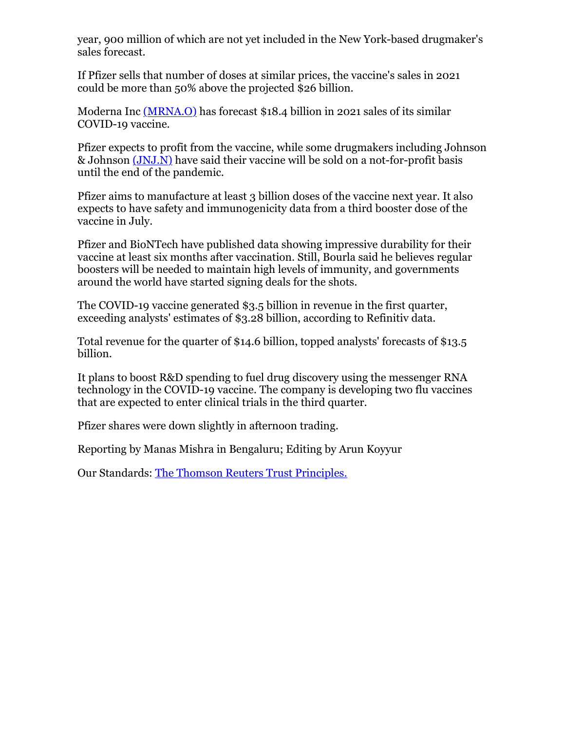year, 900 million of which are not yet included in the New York-based drugmaker's sales forecast.

If Pfizer sells that number of doses at similar prices, the vaccine's sales in 2021 could be more than 50% above the projected $26 billion.

Moderna Inc [(MRNA.O)]() has forecast $18.4 billion in 2021 sales of its similar COVID-19 vaccine.

Pfizer expects to profit from the vaccine, while some drugmakers including Johnson & Johnson [(JNJ.N)]() have said their vaccine will be sold on a not-for-profit basis until the end of the pandemic.

Pfizer aims to manufacture at least 3 billion doses of the vaccine next year. It also expects to have safety and immunogenicity data from a third booster dose of the vaccine in July.

Pfizer and BioNTech have published data showing impressive durability for their vaccine at least six months after vaccination. Still, Bourla said he believes regular boosters will be needed to maintain high levels of immunity, and governments around the world have started signing deals for the shots.

The COVID-19 vaccine generated $3.5 billion in revenue in the first quarter, exceeding analysts' estimates of $3.28 billion, according to Refinitiv data.

Total revenue for the quarter of $14.6 billion, topped analysts' forecasts of $13.5 billion.

It plans to boost R&D spending to fuel drug discovery using the messenger RNA technology in the COVID-19 vaccine. The company is developing two flu vaccines that are expected to enter clinical trials in the third quarter.

Pfizer shares were down slightly in afternoon trading.

Reporting by Manas Mishra in Bengaluru; Editing by Arun Koyyur

Our Standards: [The Thomson Reuters Trust Principles.]()